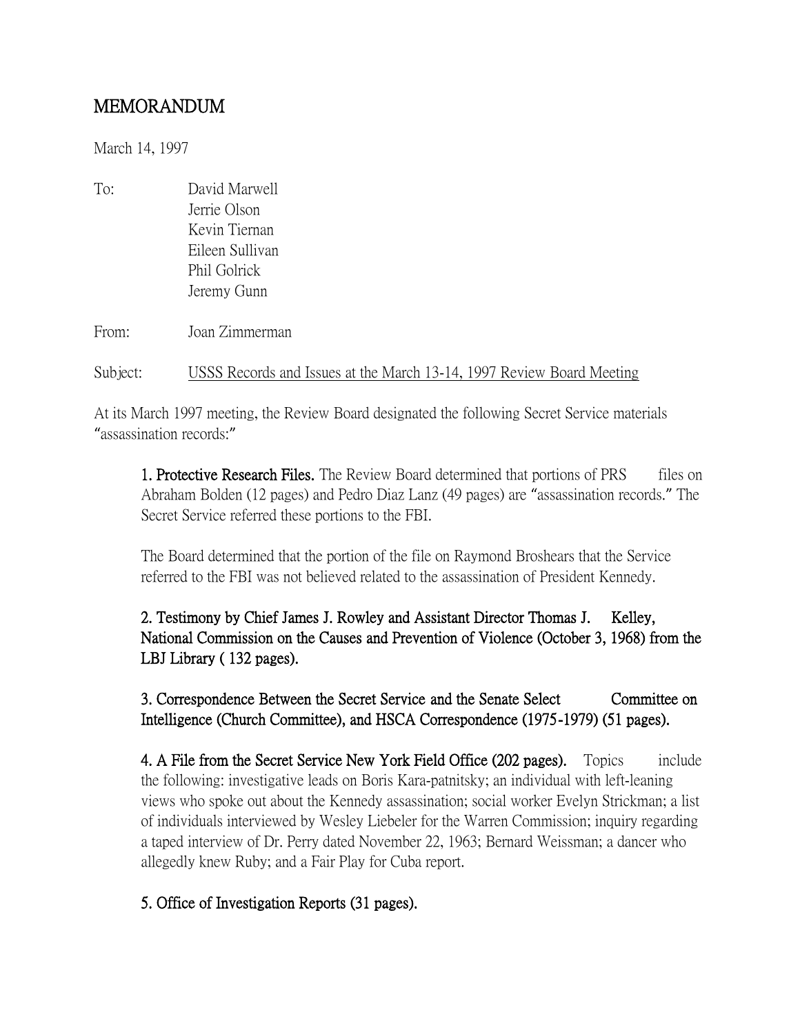# MEMORANDUM

March 14, 1997

To: David Marwell
Jerrie Olson
Kevin Tiernan
Eileen Sullivan
Phil Golrick
Jeremy Gunn

From: Joan Zimmerman

Subject: USSS Records and Issues at the March 13-14, 1997 Review Board Meeting

At its March 1997 meeting, the Review Board designated the following Secret Service materials "assassination records:"

> **1. Protective Research Files.** The Review Board determined that portions of PRS files on Abraham Bolden (12 pages) and Pedro Diaz Lanz (49 pages) are "assassination records." The Secret Service referred these portions to the FBI.
>
> The Board determined that the portion of the file on Raymond Broshears that the Service referred to the FBI was not believed related to the assassination of President Kennedy.
>
> **2. Testimony by Chief James J. Rowley and Assistant Director Thomas J. Kelley, National Commission on the Causes and Prevention of Violence (October 3, 1968) from the LBJ Library ( 132 pages).**
>
> **3. Correspondence Between the Secret Service and the Senate Select Committee on Intelligence (Church Committee), and HSCA Correspondence (1975-1979) (51 pages).**
>
> **4. A File from the Secret Service New York Field Office (202 pages).** Topics include the following: investigative leads on Boris Kara-patnitsky; an individual with left-leaning views who spoke out about the Kennedy assassination; social worker Evelyn Strickman; a list of individuals interviewed by Wesley Liebeler for the Warren Commission; inquiry regarding a taped interview of Dr. Perry dated November 22, 1963; Bernard Weissman; a dancer who allegedly knew Ruby; and a Fair Play for Cuba report.
>
> **5. Office of Investigation Reports (31 pages).**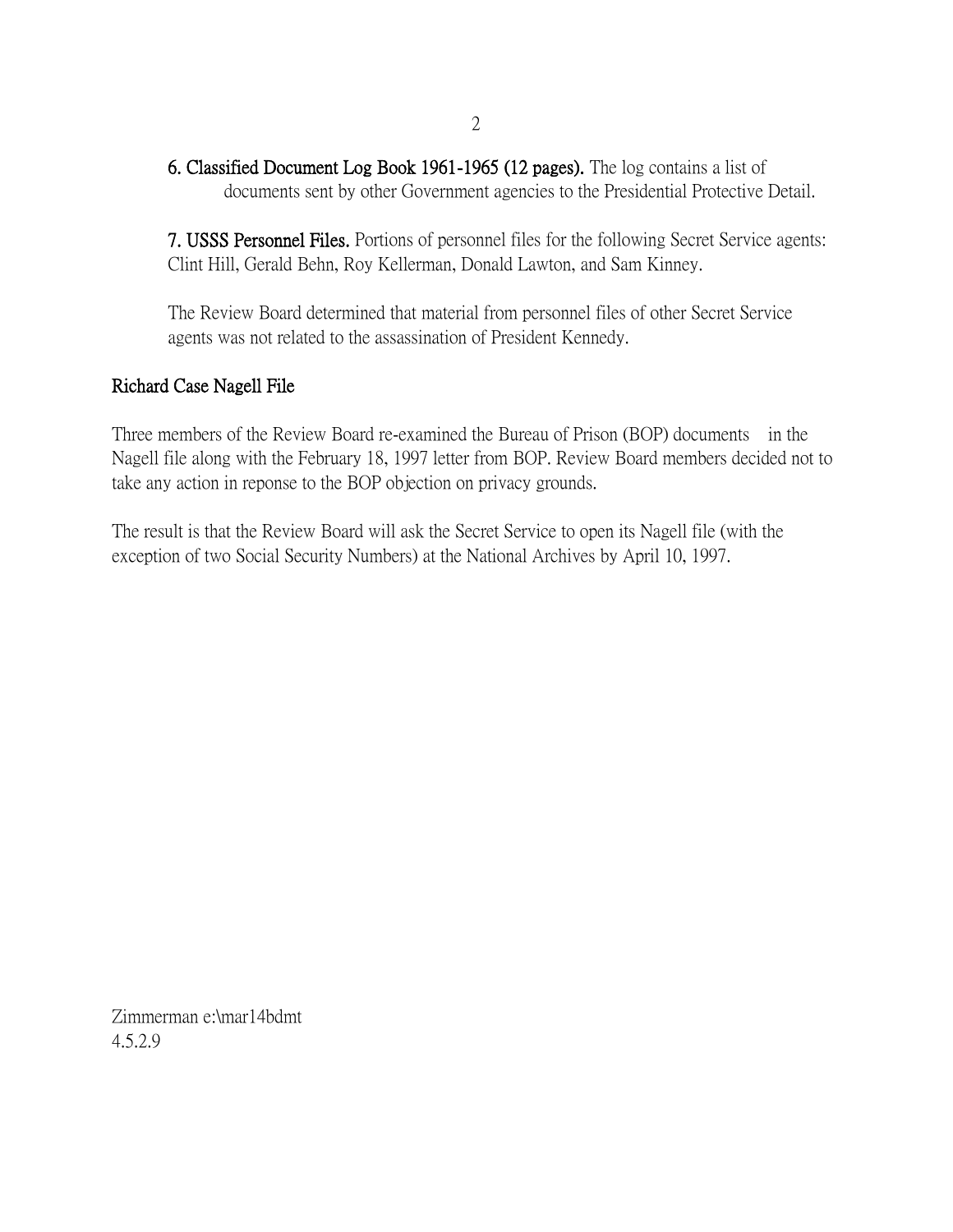**6. Classified Document Log Book 1961-1965 (12 pages).** The log contains a list of documents sent by other Government agencies to the Presidential Protective Detail.

**7. USSS Personnel Files.** Portions of personnel files for the following Secret Service agents: Clint Hill, Gerald Behn, Roy Kellerman, Donald Lawton, and Sam Kinney.

The Review Board determined that material from personnel files of other Secret Service agents was not related to the assassination of President Kennedy.

**Richard Case Nagell File**

Three members of the Review Board re-examined the Bureau of Prison (BOP) documents in the Nagell file along with the February 18, 1997 letter from BOP. Review Board members decided not to take any action in reponse to the BOP objection on privacy grounds.

The result is that the Review Board will ask the Secret Service to open its Nagell file (with the exception of two Social Security Numbers) at the National Archives by April 10, 1997.

Zimmerman e:\mar14bdmt
4.5.2.9